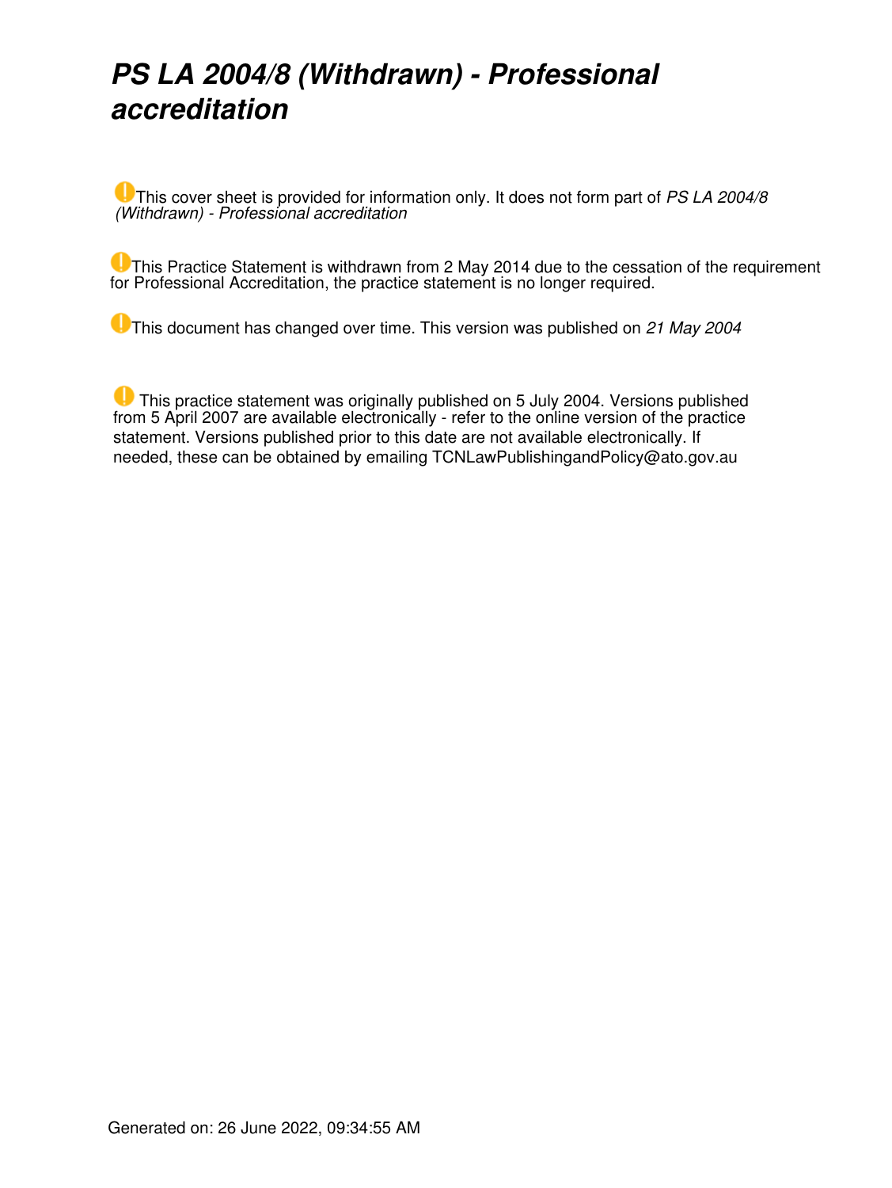# *PS LA 2004/8 (Withdrawn) - Professional accreditation*

This cover sheet is provided for information only. It does not form part of *PS LA 2004/8 (Withdrawn) - Professional accreditation*

This Practice Statement is withdrawn from 2 May 2014 due to the cessation of the requirement for Professional Accreditation, the practice statement is no longer required.

This document has changed over time. This version was published on *21 May 2004*

This practice statement was originally published on 5 July 2004. Versions published from 5 April 2007 are available electronically - refer to the online version of the practice statement. Versions published prior to this date are not available electronically. If needed, these can be obtained by emailing TCNLawPublishingandPolicy@ato.gov.au

Generated on: 26 June 2022, 09:34:55 AM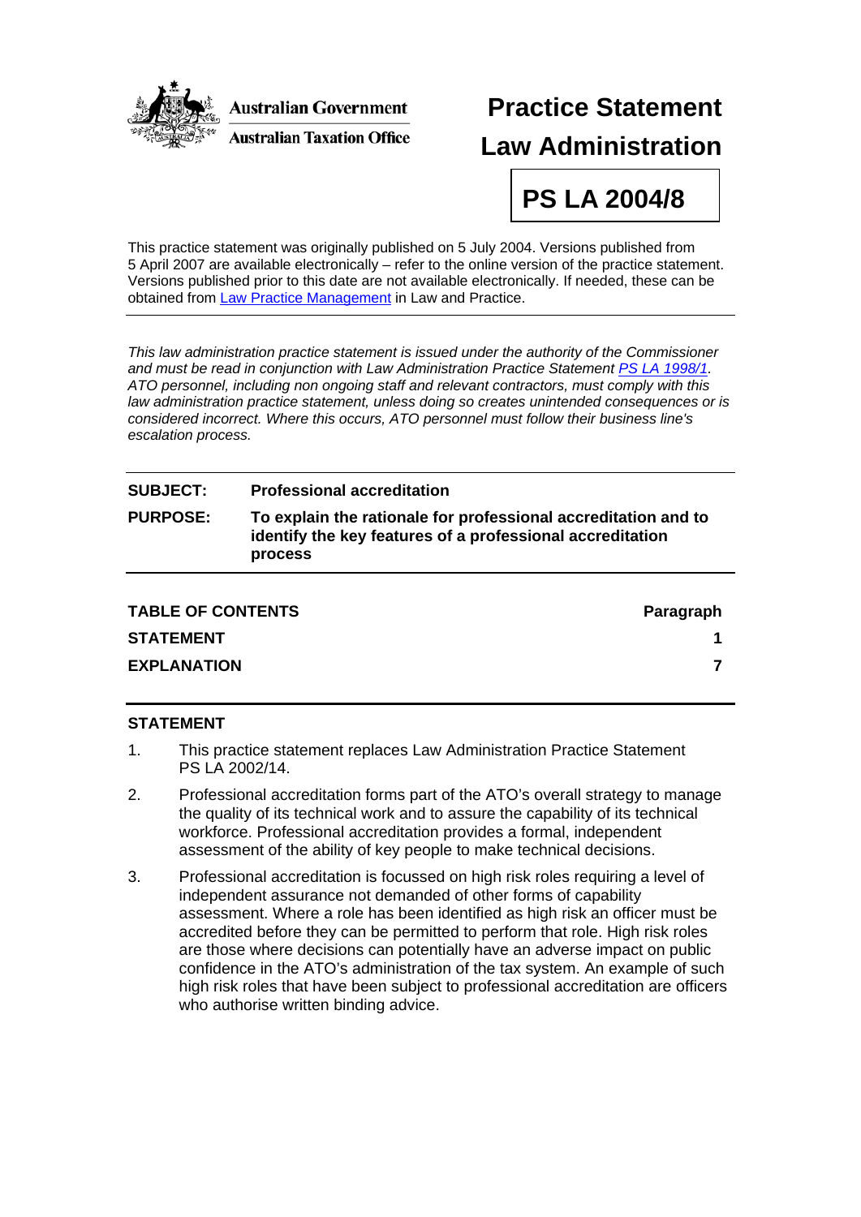Australian Government

Australian Taxation Office

# Practice Statement Law Administration

# PS LA 2004/8

This practice statement was originally published on 5 July 2004. Versions published from 5 April 2007 are available electronically – refer to the online version of the practice statement. Versions published prior to this date are not available electronically. If needed, these can be obtained from Law Practice Management in Law and Practice.

*This law administration practice statement is issued under the authority of the Commissioner and must be read in conjunction with Law Administration Practice Statement PS LA 1998/1. ATO personnel, including non ongoing staff and relevant contractors, must comply with this law administration practice statement, unless doing so creates unintended consequences or is considered incorrect. Where this occurs, ATO personnel must follow their business line's escalation process.*

**SUBJECT:** **Professional accreditation**

**PURPOSE:** **To explain the rationale for professional accreditation and to identify the key features of a professional accreditation process**

| TABLE OF CONTENTS | Paragraph |
|---|---|
| STATEMENT | 1 |
| EXPLANATION | 7 |

## STATEMENT

1. This practice statement replaces Law Administration Practice Statement PS LA 2002/14.

2. Professional accreditation forms part of the ATO's overall strategy to manage the quality of its technical work and to assure the capability of its technical workforce. Professional accreditation provides a formal, independent assessment of the ability of key people to make technical decisions.

3. Professional accreditation is focussed on high risk roles requiring a level of independent assurance not demanded of other forms of capability assessment. Where a role has been identified as high risk an officer must be accredited before they can be permitted to perform that role. High risk roles are those where decisions can potentially have an adverse impact on public confidence in the ATO's administration of the tax system. An example of such high risk roles that have been subject to professional accreditation are officers who authorise written binding advice.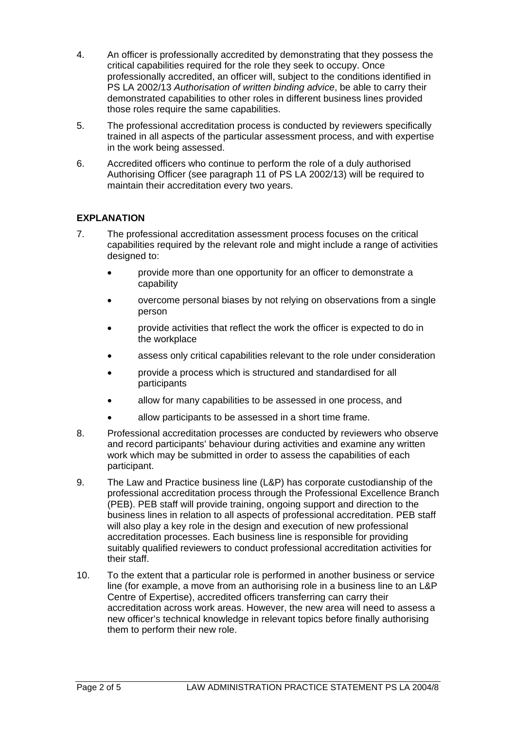4. An officer is professionally accredited by demonstrating that they possess the critical capabilities required for the role they seek to occupy. Once professionally accredited, an officer will, subject to the conditions identified in PS LA 2002/13 *Authorisation of written binding advice*, be able to carry their demonstrated capabilities to other roles in different business lines provided those roles require the same capabilities.

5. The professional accreditation process is conducted by reviewers specifically trained in all aspects of the particular assessment process, and with expertise in the work being assessed.

6. Accredited officers who continue to perform the role of a duly authorised Authorising Officer (see paragraph 11 of PS LA 2002/13) will be required to maintain their accreditation every two years.

## EXPLANATION

7. The professional accreditation assessment process focuses on the critical capabilities required by the relevant role and might include a range of activities designed to:

   - provide more than one opportunity for an officer to demonstrate a capability
   - overcome personal biases by not relying on observations from a single person
   - provide activities that reflect the work the officer is expected to do in the workplace
   - assess only critical capabilities relevant to the role under consideration
   - provide a process which is structured and standardised for all participants
   - allow for many capabilities to be assessed in one process, and
   - allow participants to be assessed in a short time frame.

8. Professional accreditation processes are conducted by reviewers who observe and record participants' behaviour during activities and examine any written work which may be submitted in order to assess the capabilities of each participant.

9. The Law and Practice business line (L&P) has corporate custodianship of the professional accreditation process through the Professional Excellence Branch (PEB). PEB staff will provide training, ongoing support and direction to the business lines in relation to all aspects of professional accreditation. PEB staff will also play a key role in the design and execution of new professional accreditation processes. Each business line is responsible for providing suitably qualified reviewers to conduct professional accreditation activities for their staff.

10. To the extent that a particular role is performed in another business or service line (for example, a move from an authorising role in a business line to an L&P Centre of Expertise), accredited officers transferring can carry their accreditation across work areas. However, the new area will need to assess a new officer's technical knowledge in relevant topics before finally authorising them to perform their new role.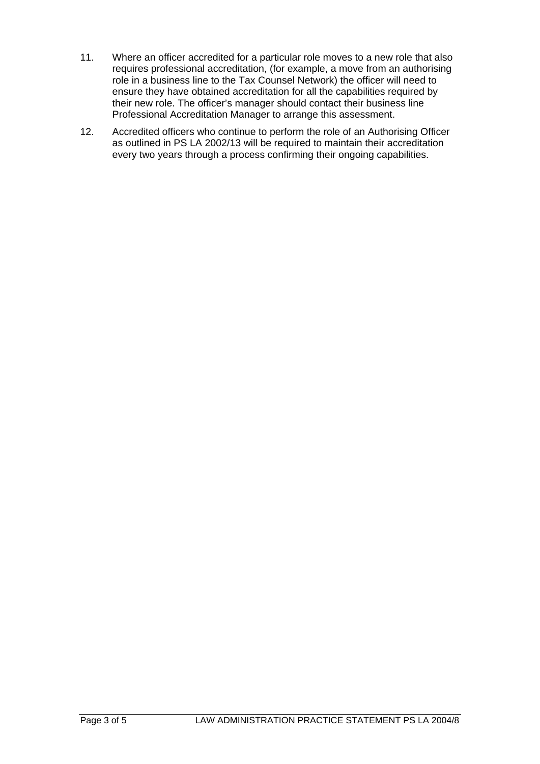11. Where an officer accredited for a particular role moves to a new role that also requires professional accreditation, (for example, a move from an authorising role in a business line to the Tax Counsel Network) the officer will need to ensure they have obtained accreditation for all the capabilities required by their new role. The officer's manager should contact their business line Professional Accreditation Manager to arrange this assessment.

12. Accredited officers who continue to perform the role of an Authorising Officer as outlined in PS LA 2002/13 will be required to maintain their accreditation every two years through a process confirming their ongoing capabilities.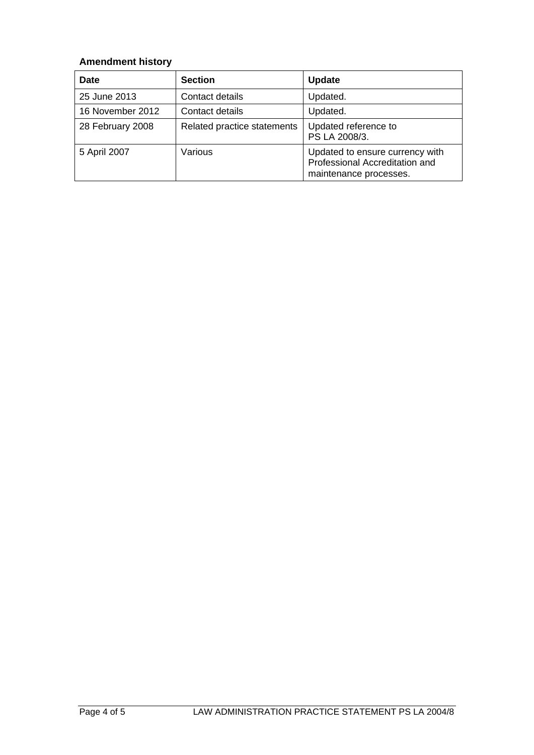**Amendment history**

| Date | Section | Update |
|---|---|---|
| 25 June 2013 | Contact details | Updated. |
| 16 November 2012 | Contact details | Updated. |
| 28 February 2008 | Related practice statements | Updated reference to PS LA 2008/3. |
| 5 April 2007 | Various | Updated to ensure currency with Professional Accreditation and maintenance processes. |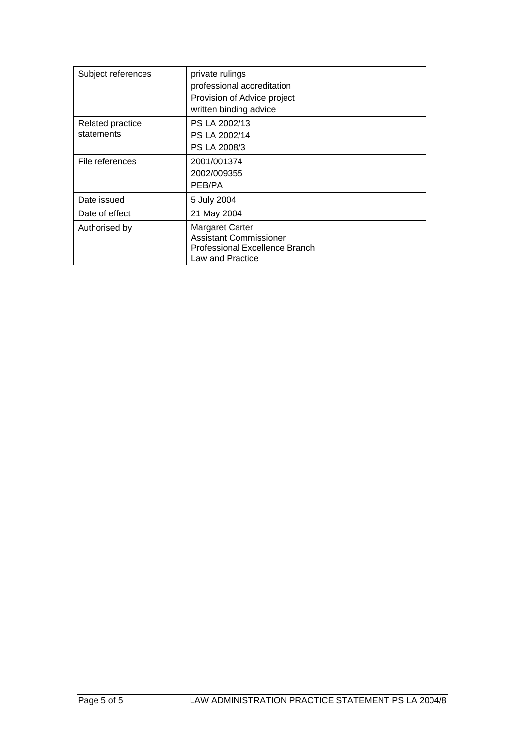| | |
|---|---|
| Subject references | private rulings<br>professional accreditation<br>Provision of Advice project<br>written binding advice |
| Related practice statements | PS LA 2002/13<br>PS LA 2002/14<br>PS LA 2008/3 |
| File references | 2001/001374<br>2002/009355<br>PEB/PA |
| Date issued | 5 July 2004 |
| Date of effect | 21 May 2004 |
| Authorised by | Margaret Carter<br>Assistant Commissioner<br>Professional Excellence Branch<br>Law and Practice |